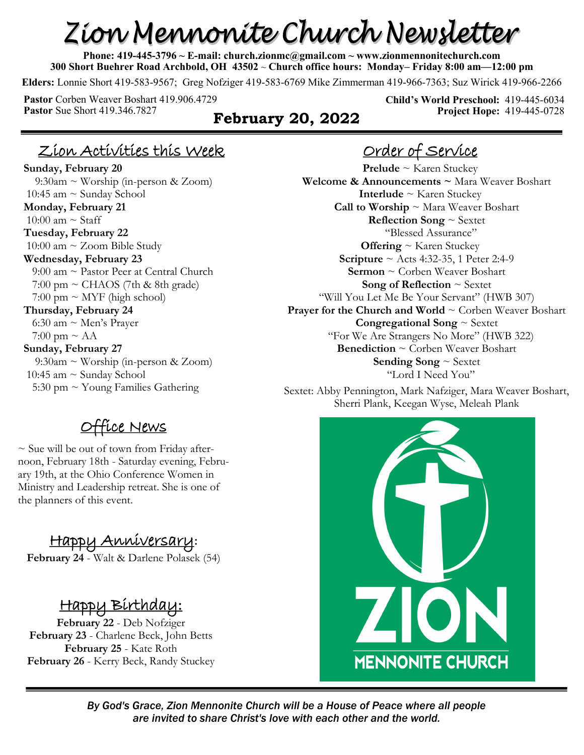# Zion Mennonite Church Newsletter

**Phone: 419-445-3796 ~ E-mail: church.zionmc@gmail.com ~ www.zionmennonitechurch.com**
**300 Short Buehrer Road Archbold, OH 43502 ~ Church office hours: Monday– Friday 8:00 am—12:00 pm**

**Elders:** Lonnie Short 419-583-9567; Greg Nofziger 419-583-6769 Mike Zimmerman 419-966-7363; Suz Wirick 419-966-2266

**Pastor** Corben Weaver Boshart 419.906.4729
**Pastor** Sue Short 419.346.7827

**Child's World Preschool:** 419-445-6034
**Project Hope:** 419-445-0728

## February 20, 2022

## Zion Activities this Week

**Sunday, February 20**
9:30am ~ Worship (in-person & Zoom)
10:45 am ~ Sunday School

**Monday, February 21**
10:00 am ~ Staff

**Tuesday, February 22**
10:00 am ~ Zoom Bible Study

**Wednesday, February 23**
9:00 am ~ Pastor Peer at Central Church
7:00 pm ~ CHAOS (7th & 8th grade)
7:00 pm ~ MYF (high school)

**Thursday, February 24**
6:30 am ~ Men's Prayer
7:00 pm ~ AA

**Sunday, February 27**
9:30am ~ Worship (in-person & Zoom)
10:45 am ~ Sunday School
5:30 pm ~ Young Families Gathering

## Office News

~ Sue will be out of town from Friday afternoon, February 18th - Saturday evening, February 19th, at the Ohio Conference Women in Ministry and Leadership retreat. She is one of the planners of this event.

## Happy Anniversary:

**February 24** - Walt & Darlene Polasek (54)

## Happy Birthday:

**February 22** - Deb Nofziger
**February 23** - Charlene Beck, John Betts
**February 25** - Kate Roth
**February 26** - Kerry Beck, Randy Stuckey

## Order of Service

**Prelude** ~ Karen Stuckey
**Welcome & Announcements ~** Mara Weaver Boshart
**Interlude** ~ Karen Stuckey
**Call to Worship** ~ Mara Weaver Boshart
**Reflection Song** ~ Sextet
"Blessed Assurance"
**Offering** ~ Karen Stuckey
**Scripture** ~ Acts 4:32-35, 1 Peter 2:4-9
**Sermon** ~ Corben Weaver Boshart
**Song of Reflection** ~ Sextet
"Will You Let Me Be Your Servant" (HWB 307)
**Prayer for the Church and World** ~ Corben Weaver Boshart
**Congregational Song** ~ Sextet
"For We Are Strangers No More" (HWB 322)
**Benediction** ~ Corben Weaver Boshart
**Sending Song** ~ Sextet
"Lord I Need You"

Sextet: Abby Pennington, Mark Nafziger, Mara Weaver Boshart, Sherri Plank, Keegan Wyse, Meleah Plank

ZION MENNONITE CHURCH

*By God's Grace, Zion Mennonite Church will be a House of Peace where all people are invited to share Christ's love with each other and the world.*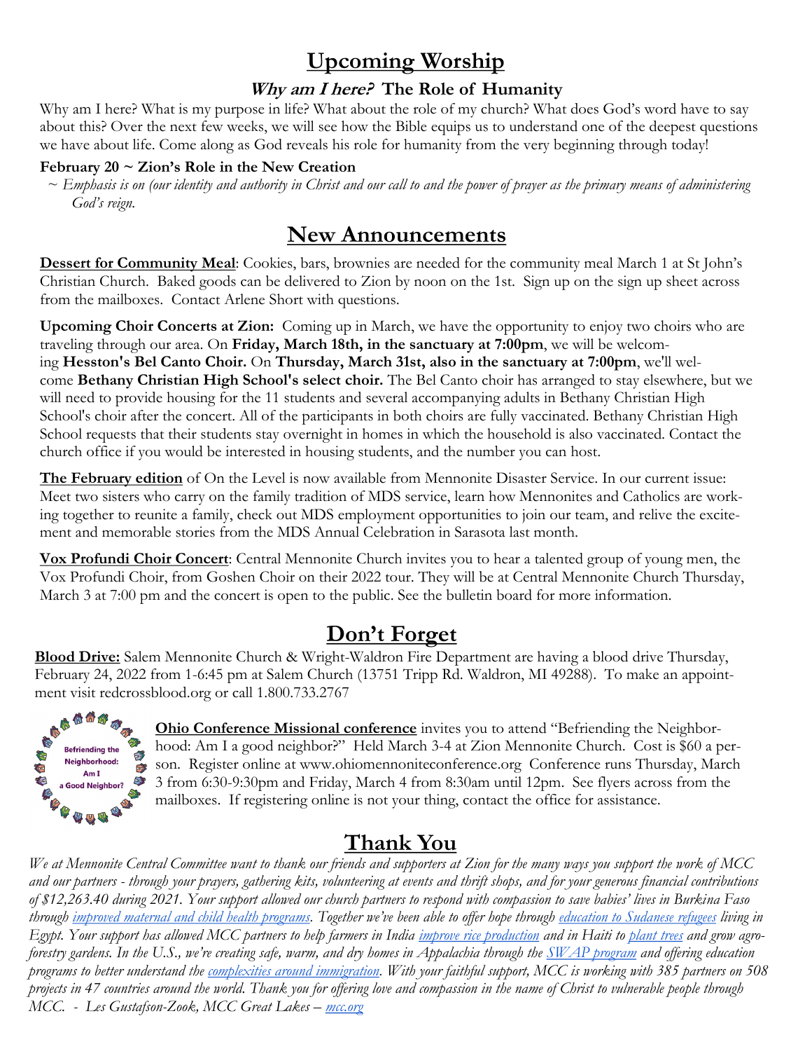# Upcoming Worship

### *Why am I here?* The Role of Humanity

Why am I here? What is my purpose in life? What about the role of my church? What does God's word have to say about this? Over the next few weeks, we will see how the Bible equips us to understand one of the deepest questions we have about life. Come along as God reveals his role for humanity from the very beginning through today!

**February 20 ~ Zion's Role in the New Creation**

~ *Emphasis is on (our identity and authority in Christ and our call to and the power of prayer as the primary means of administering God's reign.*

# New Announcements

**Dessert for Community Meal**: Cookies, bars, brownies are needed for the community meal March 1 at St John's Christian Church. Baked goods can be delivered to Zion by noon on the 1st. Sign up on the sign up sheet across from the mailboxes. Contact Arlene Short with questions.

**Upcoming Choir Concerts at Zion:** Coming up in March, we have the opportunity to enjoy two choirs who are traveling through our area. On **Friday, March 18th, in the sanctuary at 7:00pm**, we will be welcoming **Hesston's Bel Canto Choir.** On **Thursday, March 31st, also in the sanctuary at 7:00pm**, we'll welcome **Bethany Christian High School's select choir.** The Bel Canto choir has arranged to stay elsewhere, but we will need to provide housing for the 11 students and several accompanying adults in Bethany Christian High School's choir after the concert. All of the participants in both choirs are fully vaccinated. Bethany Christian High School requests that their students stay overnight in homes in which the household is also vaccinated. Contact the church office if you would be interested in housing students, and the number you can host.

**The February edition** of On the Level is now available from Mennonite Disaster Service. In our current issue: Meet two sisters who carry on the family tradition of MDS service, learn how Mennonites and Catholics are working together to reunite a family, check out MDS employment opportunities to join our team, and relive the excitement and memorable stories from the MDS Annual Celebration in Sarasota last month.

**Vox Profundi Choir Concert**: Central Mennonite Church invites you to hear a talented group of young men, the Vox Profundi Choir, from Goshen Choir on their 2022 tour. They will be at Central Mennonite Church Thursday, March 3 at 7:00 pm and the concert is open to the public. See the bulletin board for more information.

# Don't Forget

**Blood Drive:** Salem Mennonite Church & Wright-Waldron Fire Department are having a blood drive Thursday, February 24, 2022 from 1-6:45 pm at Salem Church (13751 Tripp Rd. Waldron, MI 49288). To make an appointment visit redcrossblood.org or call 1.800.733.2767

**Ohio Conference Missional conference** invites you to attend "Befriending the Neighborhood: Am I a good neighbor?" Held March 3-4 at Zion Mennonite Church. Cost is $60 a person. Register online at www.ohiomennoniteconference.org Conference runs Thursday, March 3 from 6:30-9:30pm and Friday, March 4 from 8:30am until 12pm. See flyers across from the mailboxes. If registering online is not your thing, contact the office for assistance.

# Thank You

*We at Mennonite Central Committee want to thank our friends and supporters at Zion for the many ways you support the work of MCC and our partners - through your prayers, gathering kits, volunteering at events and thrift shops, and for your generous financial contributions of $12,263.40 during 2021. Your support allowed our church partners to respond with compassion to save babies' lives in Burkina Faso through improved maternal and child health programs. Together we've been able to offer hope through education to Sudanese refugees living in Egypt. Your support has allowed MCC partners to help farmers in India improve rice production and in Haiti to plant trees and grow agroforestry gardens. In the U.S., we're creating safe, warm, and dry homes in Appalachia through the SWAP program and offering education programs to better understand the complexities around immigration. With your faithful support, MCC is working with 385 partners on 508 projects in 47 countries around the world. Thank you for offering love and compassion in the name of Christ to vulnerable people through MCC. - Les Gustafson-Zook, MCC Great Lakes – mcc.org*